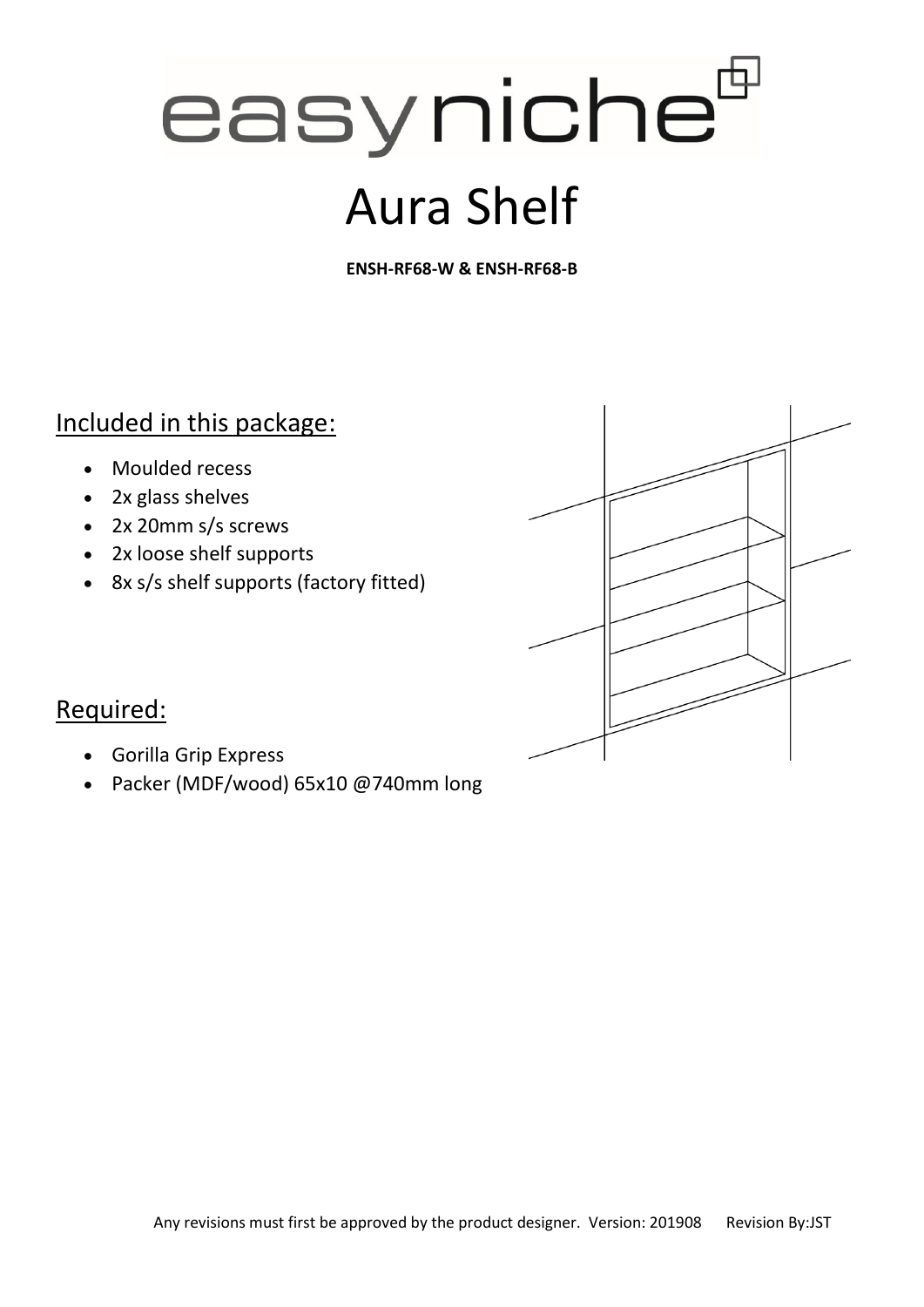# easyniche

# Aura Shelf

**ENSH-RF68-W & ENSH-RF68-B**

## Included in this package:

- Moulded recess
- 2x glass shelves
- 2x 20mm s/s screws
- 2x loose shelf supports
- 8x s/s shelf supports (factory fitted)

## Required:

- Gorilla Grip Express
- Packer (MDF/wood) 65x10 @740mm long

Any revisions must first be approved by the product designer. Version: 201908 Revision By:JST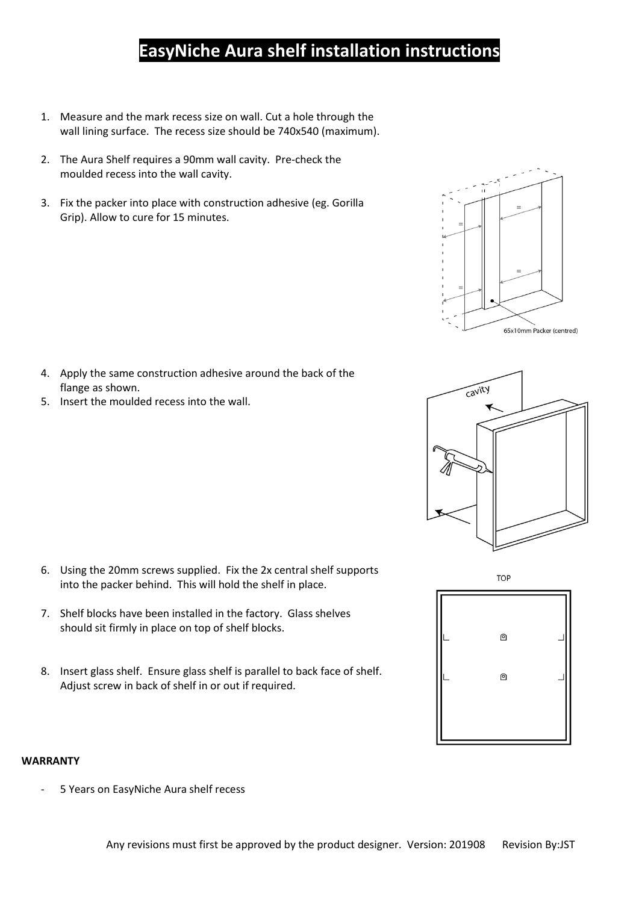# EasyNiche Aura shelf installation instructions

1. Measure and the mark recess size on wall. Cut a hole through the wall lining surface. The recess size should be 740x540 (maximum).
2. The Aura Shelf requires a 90mm wall cavity. Pre-check the moulded recess into the wall cavity.
3. Fix the packer into place with construction adhesive (eg. Gorilla Grip). Allow to cure for 15 minutes.

65x10mm Packer (centred)

4. Apply the same construction adhesive around the back of the flange as shown.
5. Insert the moulded recess into the wall.

cavity

6. Using the 20mm screws supplied. Fix the 2x central shelf supports into the packer behind. This will hold the shelf in place.
7. Shelf blocks have been installed in the factory. Glass shelves should sit firmly in place on top of shelf blocks.
8. Insert glass shelf. Ensure glass shelf is parallel to back face of shelf. Adjust screw in back of shelf in or out if required.

TOP

**WARRANTY**

- 5 Years on EasyNiche Aura shelf recess

Any revisions must first be approved by the product designer. Version: 201908 Revision By:JST